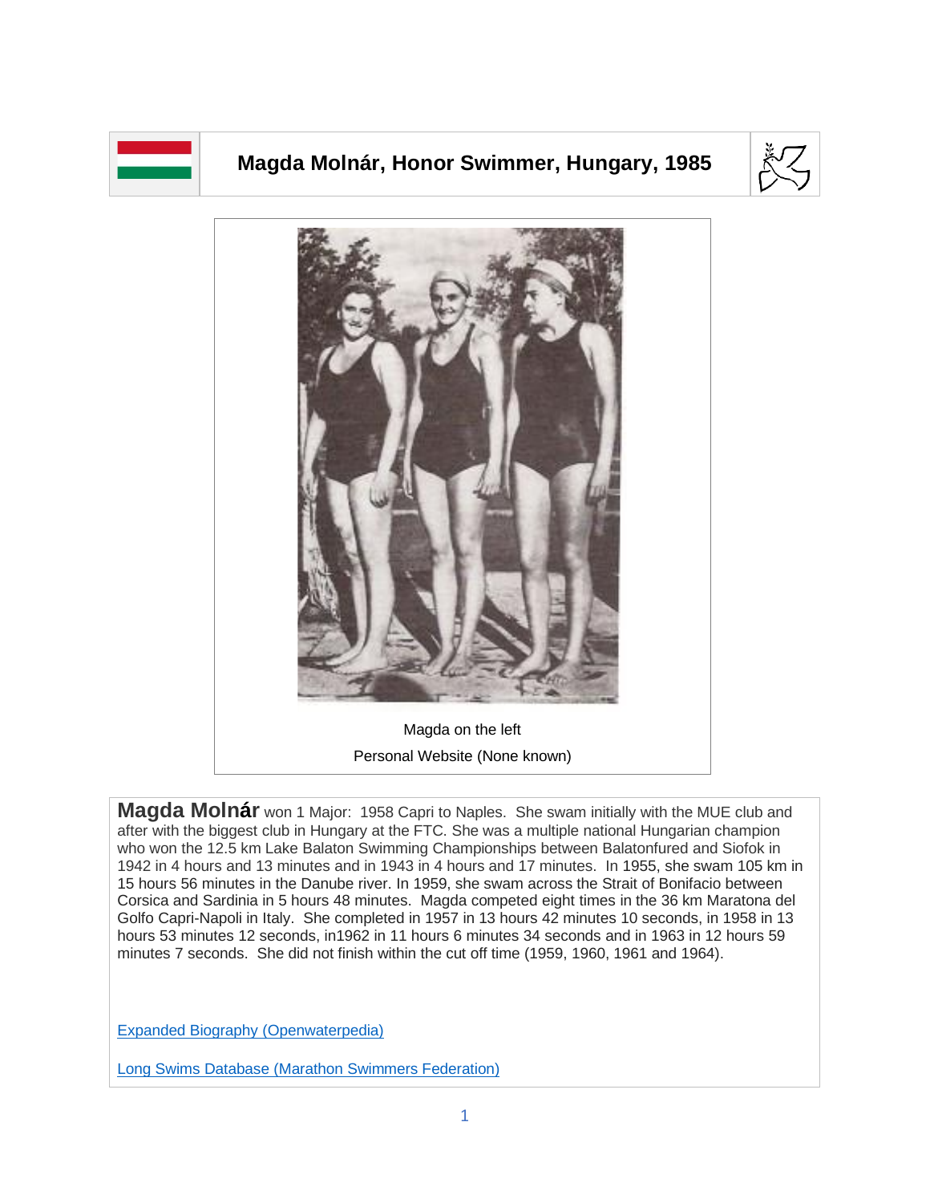# Magda Molnár, Honor Swimmer, Hungary, 1985

Magda on the left

Personal Website (None known)

**Magda Molnár** won 1 Major: 1958 Capri to Naples. She swam initially with the MUE club and after with the biggest club in Hungary at the FTC. She was a multiple national Hungarian champion who won the 12.5 km Lake Balaton Swimming Championships between Balatonfured and Siofok in 1942 in 4 hours and 13 minutes and in 1943 in 4 hours and 17 minutes. In 1955, she swam 105 km in 15 hours 56 minutes in the Danube river. In 1959, she swam across the Strait of Bonifacio between Corsica and Sardinia in 5 hours 48 minutes. Magda competed eight times in the 36 km Maratona del Golfo Capri-Napoli in Italy. She completed in 1957 in 13 hours 42 minutes 10 seconds, in 1958 in 13 hours 53 minutes 12 seconds, in1962 in 11 hours 6 minutes 34 seconds and in 1963 in 12 hours 59 minutes 7 seconds. She did not finish within the cut off time (1959, 1960, 1961 and 1964).

[Expanded Biography (Openwaterpedia)]

[Long Swims Database (Marathon Swimmers Federation)]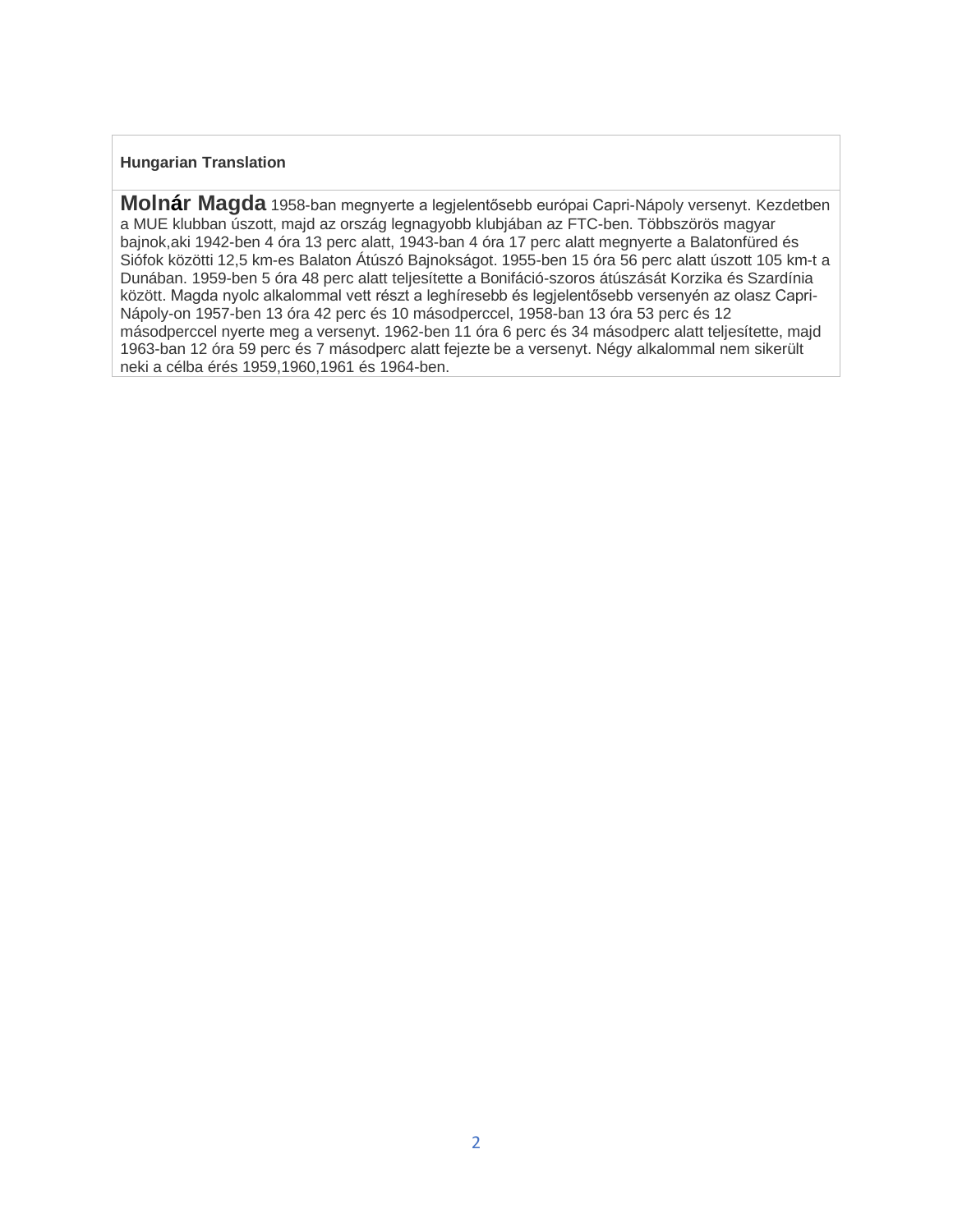| Hungarian Translation |
| --- |
| **Molnár Magda** 1958-ban megnyerte a legjelentősebb európai Capri-Nápoly versenyt. Kezdetben a MUE klubban úszott, majd az ország legnagyobb klubjában az FTC-ben. Többszörös magyar bajnok,aki 1942-ben 4 óra 13 perc alatt, 1943-ban 4 óra 17 perc alatt megnyerte a Balatonfüred és Siófok közötti 12,5 km-es Balaton Átúszó Bajnokságot. 1955-ben 15 óra 56 perc alatt úszott 105 km-t a Dunában. 1959-ben 5 óra 48 perc alatt teljesítette a Bonifáció-szoros átúszását Korzika és Szardínia között. Magda nyolc alkalommal vett részt a leghíresebb és legjelentősebb versenyén az olasz Capri-Nápoly-on 1957-ben 13 óra 42 perc és 10 másodperccel, 1958-ban 13 óra 53 perc és 12 másodperccel nyerte meg a versenyt. 1962-ben 11 óra 6 perc és 34 másodperc alatt teljesítette, majd 1963-ban 12 óra 59 perc és 7 másodperc alatt fejezte be a versenyt. Négy alkalommal nem sikerült neki a célba érés 1959,1960,1961 és 1964-ben. |